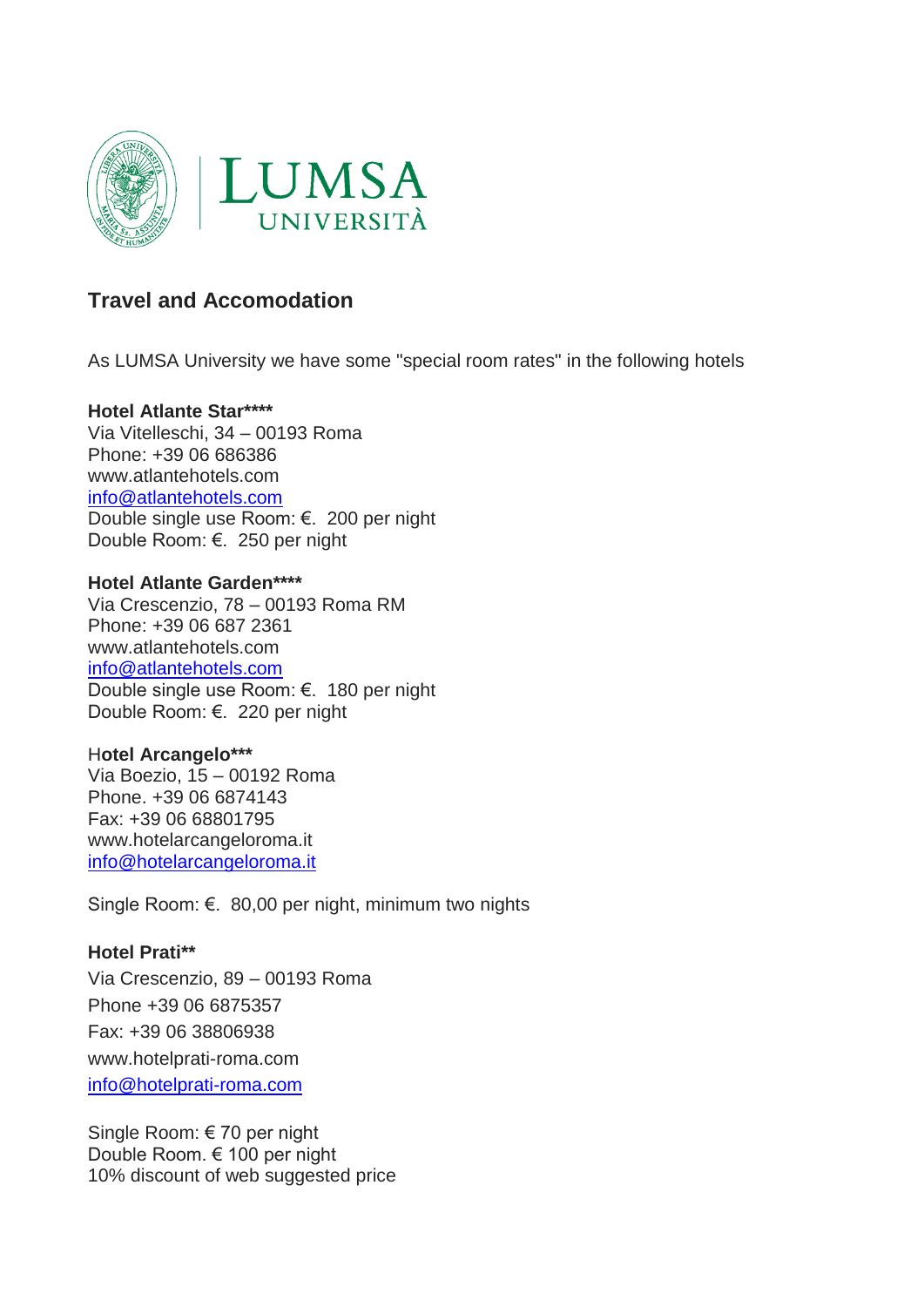## Travel and Accomodation

As LUMSA University we have some "special room rates" in the following hotels

**Hotel Atlante Star****\*\***
Via Vitelleschi, 34 – 00193 Roma
Phone: +39 06 686386
www.atlantehotels.com
info@atlantehotels.com
Double single use Room: €. 200 per night
Double Room: €. 250 per night

**Hotel Atlante Garden****\*\***
Via Crescenzio, 78 – 00193 Roma RM
Phone: +39 06 687 2361
www.atlantehotels.com
info@atlantehotels.com
Double single use Room: €. 180 per night
Double Room: €. 220 per night

H**otel Arcangelo\*\*\***
Via Boezio, 15 – 00192 Roma
Phone. +39 06 6874143
Fax: +39 06 68801795
www.hotelarcangeloroma.it
info@hotelarcangeloroma.it

Single Room: €. 80,00 per night, minimum two nights

**Hotel Prati\*\***
Via Crescenzio, 89 – 00193 Roma
Phone +39 06 6875357
Fax: +39 06 38806938
www.hotelprati-roma.com
info@hotelprati-roma.com

Single Room: € 70 per night
Double Room. € 100 per night
10% discount of web suggested price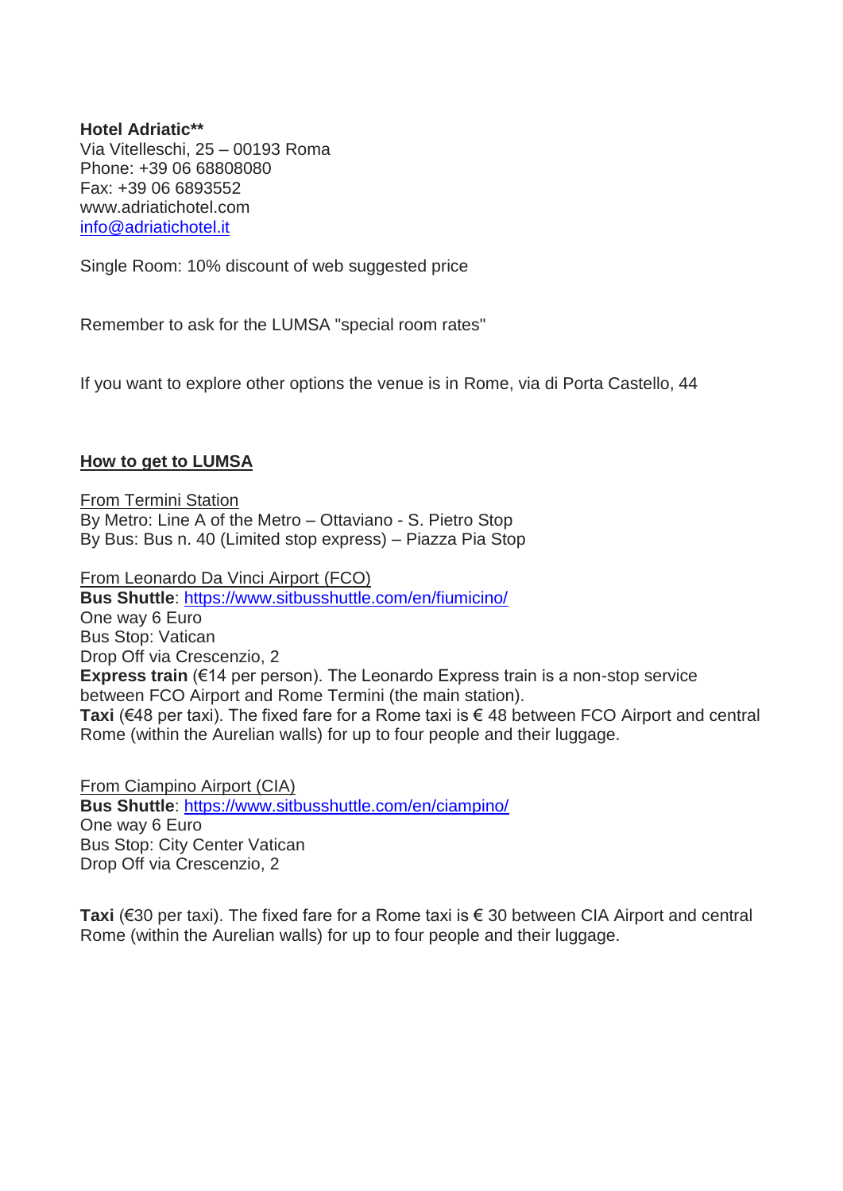**Hotel Adriatic****
Via Vitelleschi, 25 – 00193 Roma
Phone: +39 06 68808080
Fax: +39 06 6893552
www.adriatichotel.com
info@adriatichotel.it

Single Room: 10% discount of web suggested price

Remember to ask for the LUMSA "special room rates"

If you want to explore other options the venue is in Rome, via di Porta Castello, 44

## How to get to LUMSA

From Termini Station
By Metro: Line A of the Metro – Ottaviano - S. Pietro Stop
By Bus: Bus n. 40 (Limited stop express) – Piazza Pia Stop

From Leonardo Da Vinci Airport (FCO)
**Bus Shuttle**: https://www.sitbusshuttle.com/en/fiumicino/
One way 6 Euro
Bus Stop: Vatican
Drop Off via Crescenzio, 2
**Express train** (€14 per person). The Leonardo Express train is a non-stop service between FCO Airport and Rome Termini (the main station).
**Taxi** (€48 per taxi). The fixed fare for a Rome taxi is € 48 between FCO Airport and central Rome (within the Aurelian walls) for up to four people and their luggage.

From Ciampino Airport (CIA)
**Bus Shuttle**: https://www.sitbusshuttle.com/en/ciampino/
One way 6 Euro
Bus Stop: City Center Vatican
Drop Off via Crescenzio, 2

**Taxi** (€30 per taxi). The fixed fare for a Rome taxi is € 30 between CIA Airport and central Rome (within the Aurelian walls) for up to four people and their luggage.